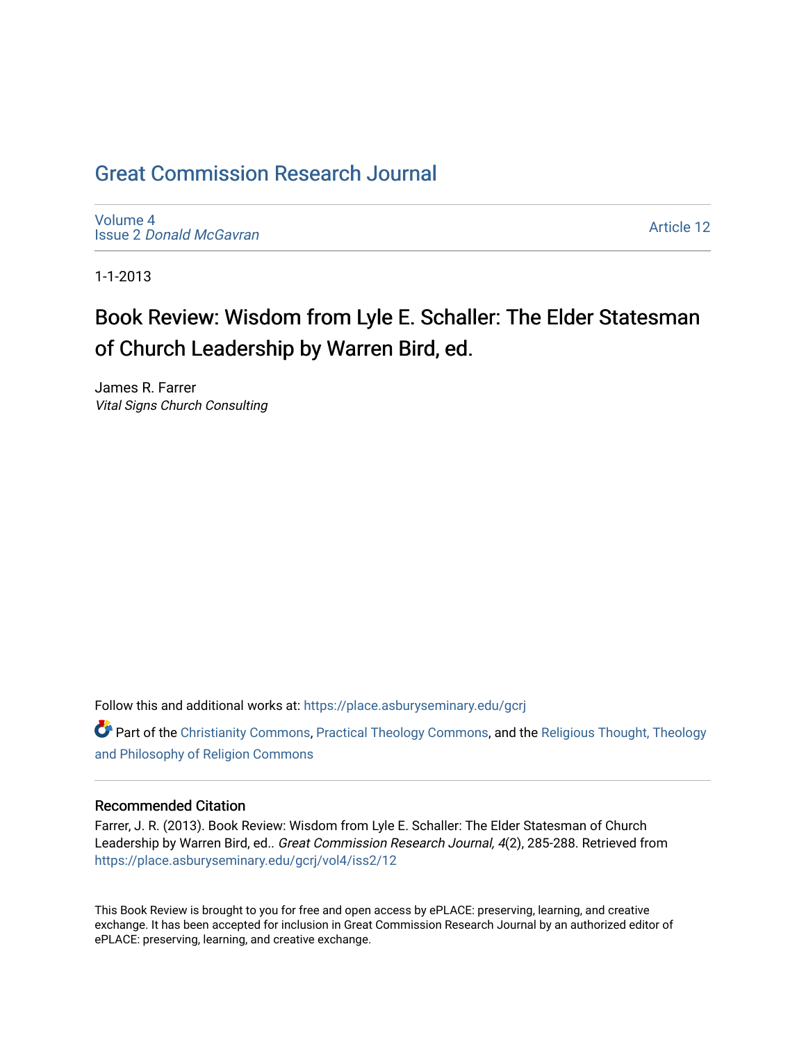# Great Commission Research Journal

Volume 4
Issue 2 *Donald McGavran*

Article 12

1-1-2013

## Book Review: Wisdom from Lyle E. Schaller: The Elder Statesman of Church Leadership by Warren Bird, ed.

James R. Farrer
*Vital Signs Church Consulting*

Follow this and additional works at: https://place.asburyseminary.edu/gcrj

Part of the Christianity Commons, Practical Theology Commons, and the Religious Thought, Theology and Philosophy of Religion Commons

### Recommended Citation

Farrer, J. R. (2013). Book Review: Wisdom from Lyle E. Schaller: The Elder Statesman of Church Leadership by Warren Bird, ed.. *Great Commission Research Journal, 4*(2), 285-288. Retrieved from https://place.asburyseminary.edu/gcrj/vol4/iss2/12

This Book Review is brought to you for free and open access by ePLACE: preserving, learning, and creative exchange. It has been accepted for inclusion in Great Commission Research Journal by an authorized editor of ePLACE: preserving, learning, and creative exchange.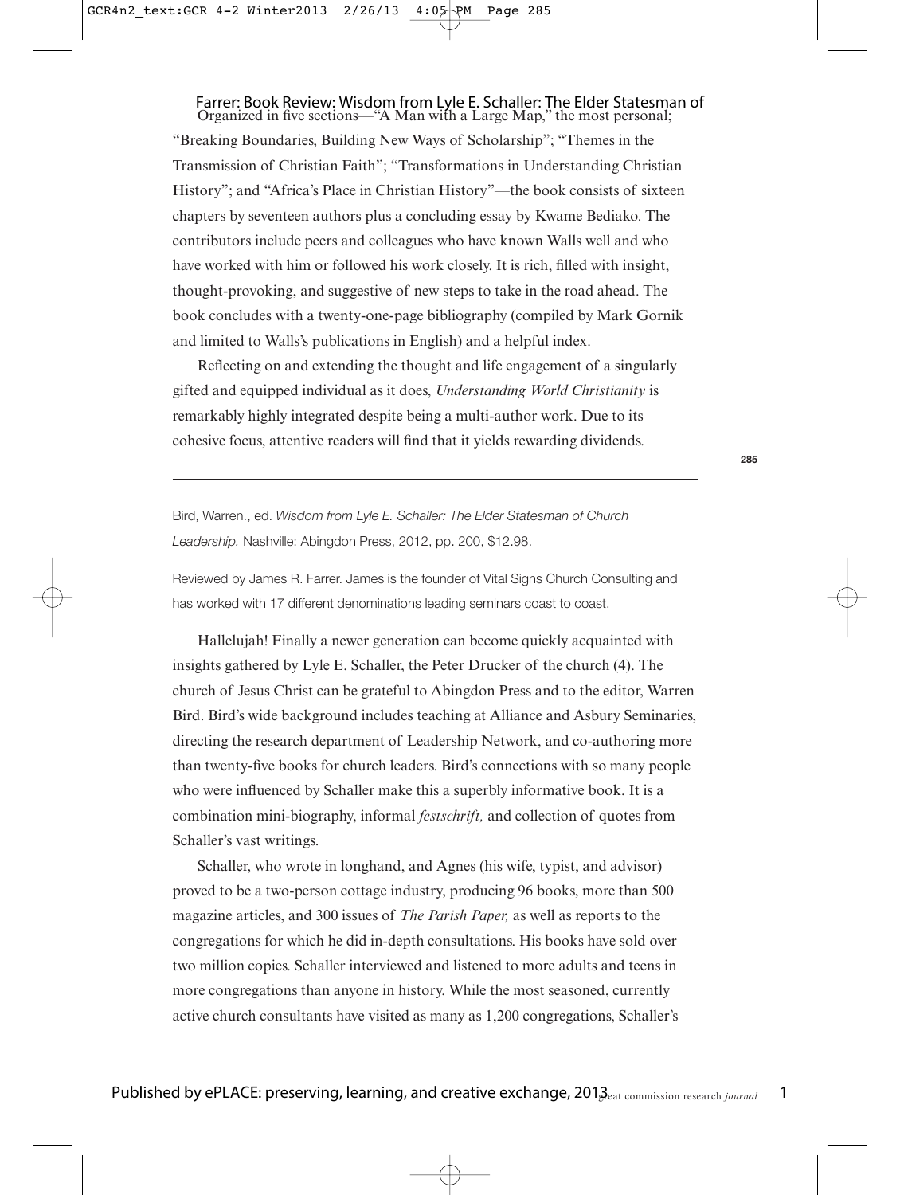Organized in five sections—"A Man with a Large Map," the most personal; "Breaking Boundaries, Building New Ways of Scholarship"; "Themes in the Transmission of Christian Faith"; "Transformations in Understanding Christian History"; and "Africa's Place in Christian History"—the book consists of sixteen chapters by seventeen authors plus a concluding essay by Kwame Bediako. The contributors include peers and colleagues who have known Walls well and who have worked with him or followed his work closely. It is rich, filled with insight, thought-provoking, and suggestive of new steps to take in the road ahead. The book concludes with a twenty-one-page bibliography (compiled by Mark Gornik and limited to Walls's publications in English) and a helpful index.

Reflecting on and extending the thought and life engagement of a singularly gifted and equipped individual as it does, *Understanding World Christianity* is remarkably highly integrated despite being a multi-author work. Due to its cohesive focus, attentive readers will find that it yields rewarding dividends.

---

Bird, Warren., ed. *Wisdom from Lyle E. Schaller: The Elder Statesman of Church Leadership.* Nashville: Abingdon Press, 2012, pp. 200, $12.98.

Reviewed by James R. Farrer. James is the founder of Vital Signs Church Consulting and has worked with 17 different denominations leading seminars coast to coast.

Hallelujah! Finally a newer generation can become quickly acquainted with insights gathered by Lyle E. Schaller, the Peter Drucker of the church (4). The church of Jesus Christ can be grateful to Abingdon Press and to the editor, Warren Bird. Bird's wide background includes teaching at Alliance and Asbury Seminaries, directing the research department of Leadership Network, and co-authoring more than twenty-five books for church leaders. Bird's connections with so many people who were influenced by Schaller make this a superbly informative book. It is a combination mini-biography, informal *festschrift,* and collection of quotes from Schaller's vast writings.

Schaller, who wrote in longhand, and Agnes (his wife, typist, and advisor) proved to be a two-person cottage industry, producing 96 books, more than 500 magazine articles, and 300 issues of *The Parish Paper,* as well as reports to the congregations for which he did in-depth consultations. His books have sold over two million copies. Schaller interviewed and listened to more adults and teens in more congregations than anyone in history. While the most seasoned, currently active church consultants have visited as many as 1,200 congregations, Schaller's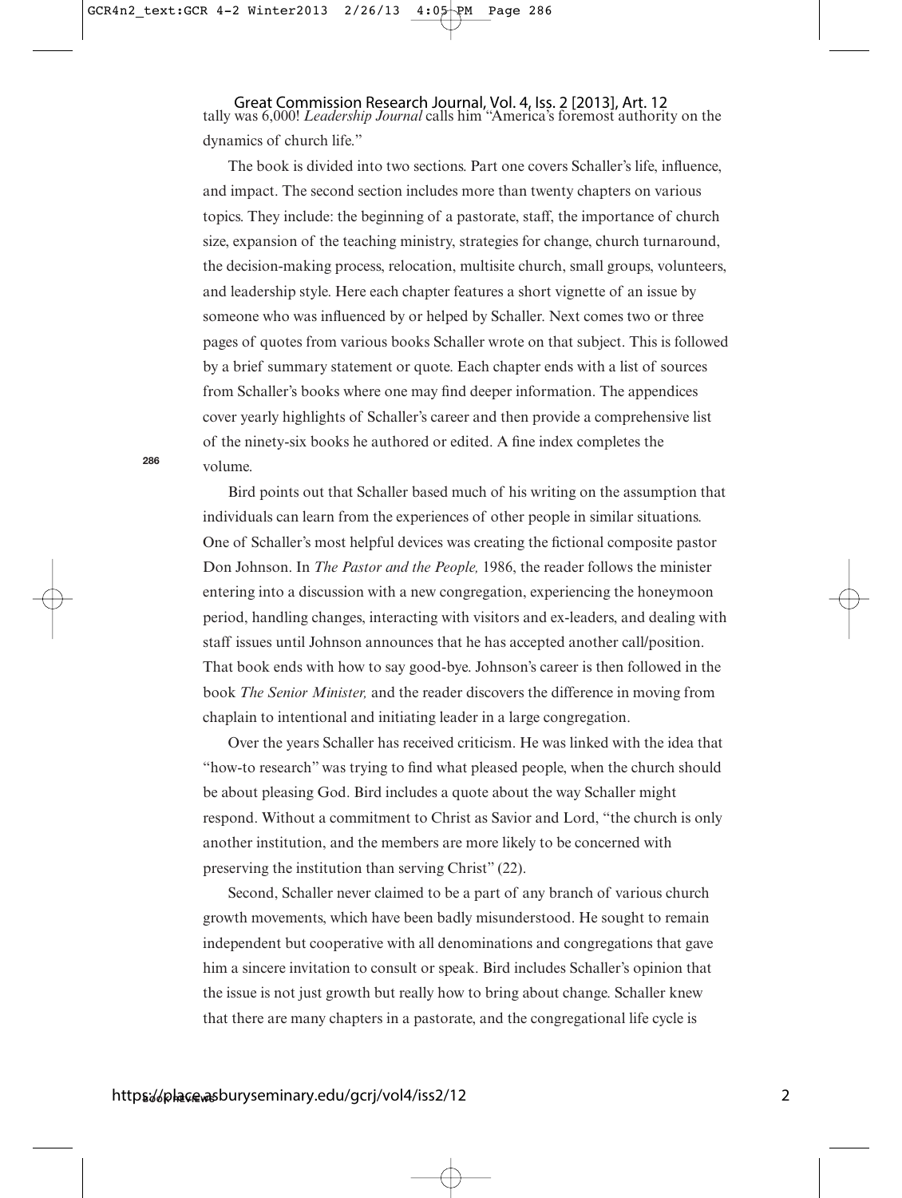tally was 6,000! *Leadership Journal* calls him "America's foremost authority on the dynamics of church life."

The book is divided into two sections. Part one covers Schaller's life, influence, and impact. The second section includes more than twenty chapters on various topics. They include: the beginning of a pastorate, staff, the importance of church size, expansion of the teaching ministry, strategies for change, church turnaround, the decision-making process, relocation, multisite church, small groups, volunteers, and leadership style. Here each chapter features a short vignette of an issue by someone who was influenced by or helped by Schaller. Next comes two or three pages of quotes from various books Schaller wrote on that subject. This is followed by a brief summary statement or quote. Each chapter ends with a list of sources from Schaller's books where one may find deeper information. The appendices cover yearly highlights of Schaller's career and then provide a comprehensive list of the ninety-six books he authored or edited. A fine index completes the volume.

Bird points out that Schaller based much of his writing on the assumption that individuals can learn from the experiences of other people in similar situations. One of Schaller's most helpful devices was creating the fictional composite pastor Don Johnson. In *The Pastor and the People,* 1986, the reader follows the minister entering into a discussion with a new congregation, experiencing the honeymoon period, handling changes, interacting with visitors and ex-leaders, and dealing with staff issues until Johnson announces that he has accepted another call/position. That book ends with how to say good-bye. Johnson's career is then followed in the book *The Senior Minister,* and the reader discovers the difference in moving from chaplain to intentional and initiating leader in a large congregation.

Over the years Schaller has received criticism. He was linked with the idea that "how-to research" was trying to find what pleased people, when the church should be about pleasing God. Bird includes a quote about the way Schaller might respond. Without a commitment to Christ as Savior and Lord, "the church is only another institution, and the members are more likely to be concerned with preserving the institution than serving Christ" (22).

Second, Schaller never claimed to be a part of any branch of various church growth movements, which have been badly misunderstood. He sought to remain independent but cooperative with all denominations and congregations that gave him a sincere invitation to consult or speak. Bird includes Schaller's opinion that the issue is not just growth but really how to bring about change. Schaller knew that there are many chapters in a pastorate, and the congregational life cycle is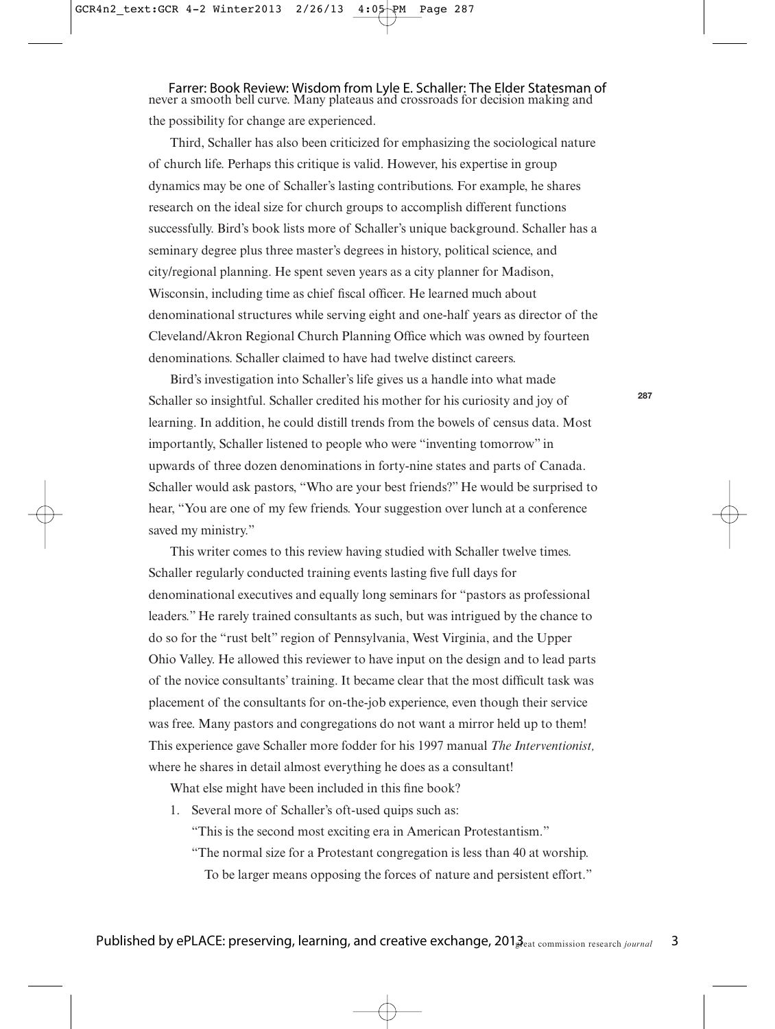never a smooth bell curve. Many plateaus and crossroads for decision making and the possibility for change are experienced.

Third, Schaller has also been criticized for emphasizing the sociological nature of church life. Perhaps this critique is valid. However, his expertise in group dynamics may be one of Schaller's lasting contributions. For example, he shares research on the ideal size for church groups to accomplish different functions successfully. Bird's book lists more of Schaller's unique background. Schaller has a seminary degree plus three master's degrees in history, political science, and city/regional planning. He spent seven years as a city planner for Madison, Wisconsin, including time as chief fiscal officer. He learned much about denominational structures while serving eight and one-half years as director of the Cleveland/Akron Regional Church Planning Office which was owned by fourteen denominations. Schaller claimed to have had twelve distinct careers.

Bird's investigation into Schaller's life gives us a handle into what made Schaller so insightful. Schaller credited his mother for his curiosity and joy of learning. In addition, he could distill trends from the bowels of census data. Most importantly, Schaller listened to people who were "inventing tomorrow" in upwards of three dozen denominations in forty-nine states and parts of Canada. Schaller would ask pastors, "Who are your best friends?" He would be surprised to hear, "You are one of my few friends. Your suggestion over lunch at a conference saved my ministry."

This writer comes to this review having studied with Schaller twelve times. Schaller regularly conducted training events lasting five full days for denominational executives and equally long seminars for "pastors as professional leaders." He rarely trained consultants as such, but was intrigued by the chance to do so for the "rust belt" region of Pennsylvania, West Virginia, and the Upper Ohio Valley. He allowed this reviewer to have input on the design and to lead parts of the novice consultants' training. It became clear that the most difficult task was placement of the consultants for on-the-job experience, even though their service was free. Many pastors and congregations do not want a mirror held up to them! This experience gave Schaller more fodder for his 1997 manual *The Interventionist,* where he shares in detail almost everything he does as a consultant!

What else might have been included in this fine book?

1. Several more of Schaller's oft-used quips such as:

   "This is the second most exciting era in American Protestantism."

   "The normal size for a Protestant congregation is less than 40 at worship. To be larger means opposing the forces of nature and persistent effort."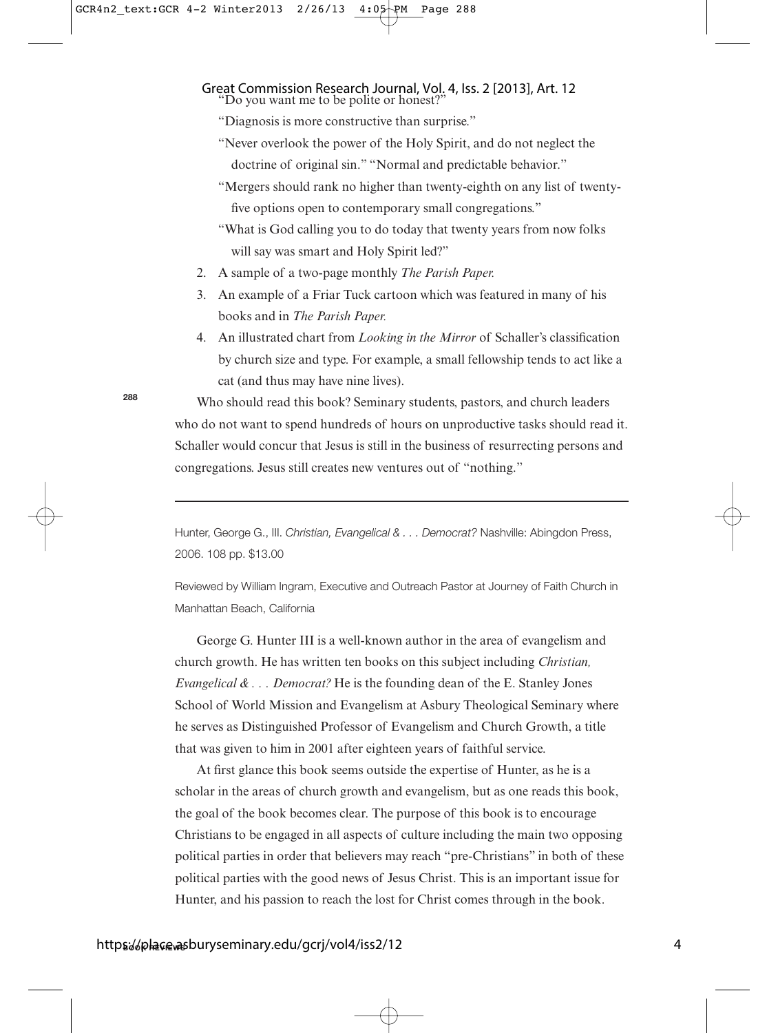"Do you want me to be polite or honest?"

"Diagnosis is more constructive than surprise."

"Never overlook the power of the Holy Spirit, and do not neglect the doctrine of original sin." "Normal and predictable behavior."

"Mergers should rank no higher than twenty-eighth on any list of twenty-five options open to contemporary small congregations."

"What is God calling you to do today that twenty years from now folks will say was smart and Holy Spirit led?"

2. A sample of a two-page monthly *The Parish Paper.*
3. An example of a Friar Tuck cartoon which was featured in many of his books and in *The Parish Paper.*
4. An illustrated chart from *Looking in the Mirror* of Schaller's classification by church size and type. For example, a small fellowship tends to act like a cat (and thus may have nine lives).

Who should read this book? Seminary students, pastors, and church leaders who do not want to spend hundreds of hours on unproductive tasks should read it. Schaller would concur that Jesus is still in the business of resurrecting persons and congregations. Jesus still creates new ventures out of "nothing."

---

Hunter, George G., III. *Christian, Evangelical & . . . Democrat?* Nashville: Abingdon Press, 2006. 108 pp. $13.00

Reviewed by William Ingram, Executive and Outreach Pastor at Journey of Faith Church in Manhattan Beach, California

George G. Hunter III is a well-known author in the area of evangelism and church growth. He has written ten books on this subject including *Christian, Evangelical & . . . Democrat?* He is the founding dean of the E. Stanley Jones School of World Mission and Evangelism at Asbury Theological Seminary where he serves as Distinguished Professor of Evangelism and Church Growth, a title that was given to him in 2001 after eighteen years of faithful service.

At first glance this book seems outside the expertise of Hunter, as he is a scholar in the areas of church growth and evangelism, but as one reads this book, the goal of the book becomes clear. The purpose of this book is to encourage Christians to be engaged in all aspects of culture including the main two opposing political parties in order that believers may reach "pre-Christians" in both of these political parties with the good news of Jesus Christ. This is an important issue for Hunter, and his passion to reach the lost for Christ comes through in the book.